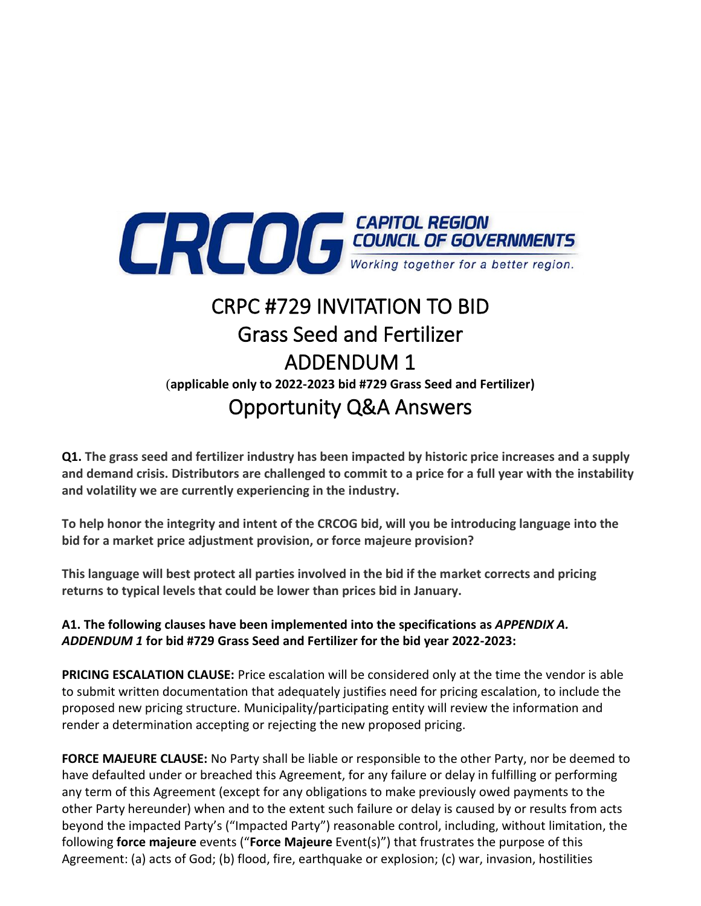CAPITOL REGION COUNCIL OF GOVERNMENTS
Working together for a better region.

# CRPC #729 INVITATION TO BID
# Grass Seed and Fertilizer
# ADDENDUM 1

(**applicable only to 2022-2023 bid #729 Grass Seed and Fertilizer)**

# Opportunity Q&A Answers

**Q1. The grass seed and fertilizer industry has been impacted by historic price increases and a supply and demand crisis. Distributors are challenged to commit to a price for a full year with the instability and volatility we are currently experiencing in the industry.**

**To help honor the integrity and intent of the CRCOG bid, will you be introducing language into the bid for a market price adjustment provision, or force majeure provision?**

**This language will best protect all parties involved in the bid if the market corrects and pricing returns to typical levels that could be lower than prices bid in January.**

**A1. The following clauses have been implemented into the specifications as *APPENDIX A. ADDENDUM 1* for bid #729 Grass Seed and Fertilizer for the bid year 2022-2023:**

**PRICING ESCALATION CLAUSE:** Price escalation will be considered only at the time the vendor is able to submit written documentation that adequately justifies need for pricing escalation, to include the proposed new pricing structure. Municipality/participating entity will review the information and render a determination accepting or rejecting the new proposed pricing.

**FORCE MAJEURE CLAUSE:** No Party shall be liable or responsible to the other Party, nor be deemed to have defaulted under or breached this Agreement, for any failure or delay in fulfilling or performing any term of this Agreement (except for any obligations to make previously owed payments to the other Party hereunder) when and to the extent such failure or delay is caused by or results from acts beyond the impacted Party's ("Impacted Party") reasonable control, including, without limitation, the following **force majeure** events ("**Force Majeure** Event(s)") that frustrates the purpose of this Agreement: (a) acts of God; (b) flood, fire, earthquake or explosion; (c) war, invasion, hostilities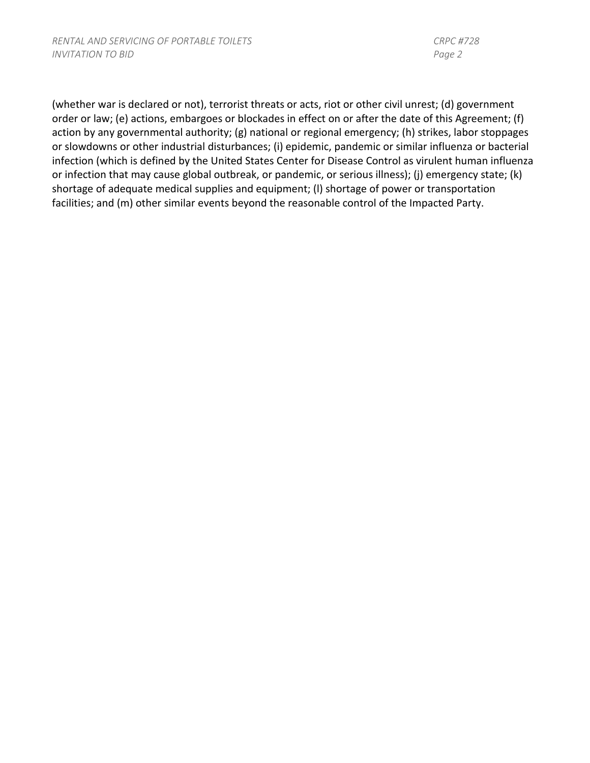(whether war is declared or not), terrorist threats or acts, riot or other civil unrest; (d) government order or law; (e) actions, embargoes or blockades in effect on or after the date of this Agreement; (f) action by any governmental authority; (g) national or regional emergency; (h) strikes, labor stoppages or slowdowns or other industrial disturbances; (i) epidemic, pandemic or similar influenza or bacterial infection (which is defined by the United States Center for Disease Control as virulent human influenza or infection that may cause global outbreak, or pandemic, or serious illness); (j) emergency state; (k) shortage of adequate medical supplies and equipment; (l) shortage of power or transportation facilities; and (m) other similar events beyond the reasonable control of the Impacted Party.